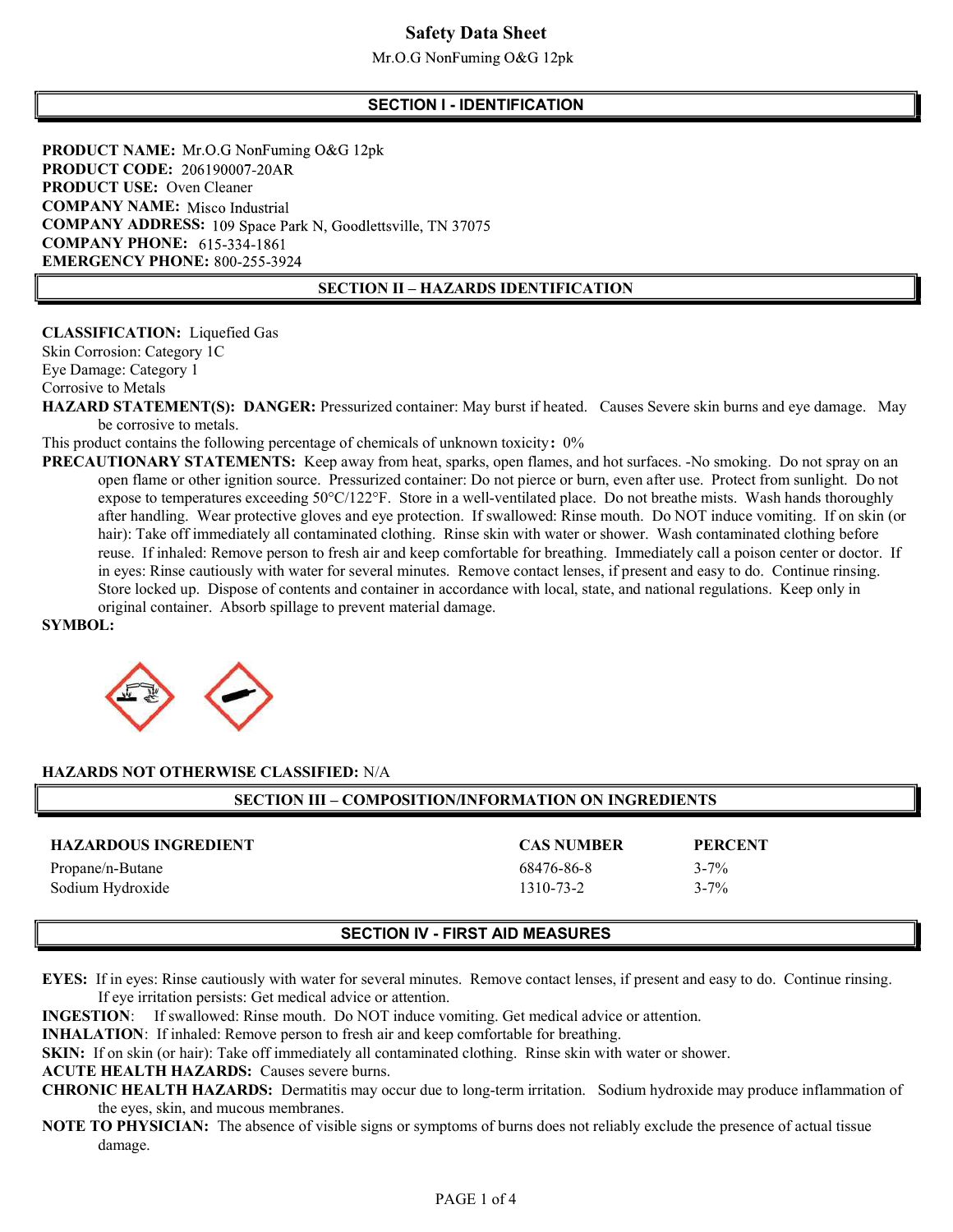# Safety Data Sheet

Mr.O.G NonFuming O&G 12pk

## SECTION I - IDENTIFICATION

**PRODUCT NAME:** Mr.O.G NonFuming O&G 12pk
**PRODUCT CODE:** 206190007-20AR
**PRODUCT USE:** Oven Cleaner
**COMPANY NAME:** Misco Industrial
**COMPANY ADDRESS:** 109 Space Park N, Goodlettsville, TN 37075
**COMPANY PHONE:** 615-334-1861
**EMERGENCY PHONE:** 800-255-3924

## SECTION II – HAZARDS IDENTIFICATION

**CLASSIFICATION:** Liquefied Gas
Skin Corrosion: Category 1C
Eye Damage: Category 1
Corrosive to Metals

**HAZARD STATEMENT(S): DANGER:** Pressurized container: May burst if heated. Causes Severe skin burns and eye damage. May be corrosive to metals.

This product contains the following percentage of chemicals of unknown toxicity**:** 0%

**PRECAUTIONARY STATEMENTS:** Keep away from heat, sparks, open flames, and hot surfaces. -No smoking. Do not spray on an open flame or other ignition source. Pressurized container: Do not pierce or burn, even after use. Protect from sunlight. Do not expose to temperatures exceeding 50°C/122°F. Store in a well-ventilated place. Do not breathe mists. Wash hands thoroughly after handling. Wear protective gloves and eye protection. If swallowed: Rinse mouth. Do NOT induce vomiting. If on skin (or hair): Take off immediately all contaminated clothing. Rinse skin with water or shower. Wash contaminated clothing before reuse. If inhaled: Remove person to fresh air and keep comfortable for breathing. Immediately call a poison center or doctor. If in eyes: Rinse cautiously with water for several minutes. Remove contact lenses, if present and easy to do. Continue rinsing. Store locked up. Dispose of contents and container in accordance with local, state, and national regulations. Keep only in original container. Absorb spillage to prevent material damage.

**SYMBOL:**

**HAZARDS NOT OTHERWISE CLASSIFIED:** N/A

## SECTION III – COMPOSITION/INFORMATION ON INGREDIENTS

| HAZARDOUS INGREDIENT | CAS NUMBER | PERCENT |
|---|---|---|
| Propane/n-Butane | 68476-86-8 | 3-7% |
| Sodium Hydroxide | 1310-73-2 | 3-7% |

## SECTION IV - FIRST AID MEASURES

**EYES:** If in eyes: Rinse cautiously with water for several minutes. Remove contact lenses, if present and easy to do. Continue rinsing. If eye irritation persists: Get medical advice or attention.
**INGESTION**: If swallowed: Rinse mouth. Do NOT induce vomiting. Get medical advice or attention.
**INHALATION**: If inhaled: Remove person to fresh air and keep comfortable for breathing.
**SKIN:** If on skin (or hair): Take off immediately all contaminated clothing. Rinse skin with water or shower.
**ACUTE HEALTH HAZARDS:** Causes severe burns.
**CHRONIC HEALTH HAZARDS:** Dermatitis may occur due to long-term irritation. Sodium hydroxide may produce inflammation of the eyes, skin, and mucous membranes.
**NOTE TO PHYSICIAN:** The absence of visible signs or symptoms of burns does not reliably exclude the presence of actual tissue damage.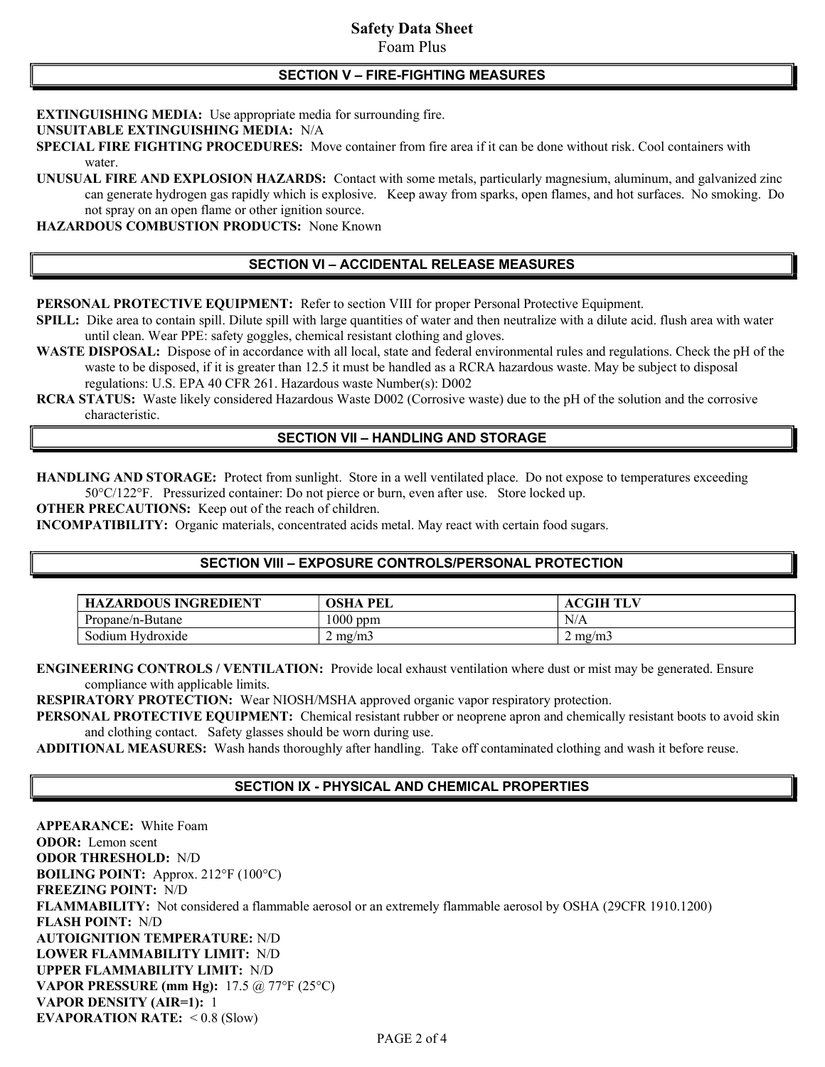## SECTION V – FIRE-FIGHTING MEASURES

**EXTINGUISHING MEDIA:** Use appropriate media for surrounding fire.

**UNSUITABLE EXTINGUISHING MEDIA:** N/A

**SPECIAL FIRE FIGHTING PROCEDURES:** Move container from fire area if it can be done without risk. Cool containers with water.

**UNUSUAL FIRE AND EXPLOSION HAZARDS:** Contact with some metals, particularly magnesium, aluminum, and galvanized zinc can generate hydrogen gas rapidly which is explosive. Keep away from sparks, open flames, and hot surfaces. No smoking. Do not spray on an open flame or other ignition source.

**HAZARDOUS COMBUSTION PRODUCTS:** None Known

## SECTION VI – ACCIDENTAL RELEASE MEASURES

**PERSONAL PROTECTIVE EQUIPMENT:** Refer to section VIII for proper Personal Protective Equipment.

**SPILL:** Dike area to contain spill. Dilute spill with large quantities of water and then neutralize with a dilute acid. flush area with water until clean. Wear PPE: safety goggles, chemical resistant clothing and gloves.

**WASTE DISPOSAL:** Dispose of in accordance with all local, state and federal environmental rules and regulations. Check the pH of the waste to be disposed, if it is greater than 12.5 it must be handled as a RCRA hazardous waste. May be subject to disposal regulations: U.S. EPA 40 CFR 261. Hazardous waste Number(s): D002

**RCRA STATUS:** Waste likely considered Hazardous Waste D002 (Corrosive waste) due to the pH of the solution and the corrosive characteristic.

## SECTION VII – HANDLING AND STORAGE

**HANDLING AND STORAGE:** Protect from sunlight. Store in a well ventilated place. Do not expose to temperatures exceeding 50°C/122°F. Pressurized container: Do not pierce or burn, even after use. Store locked up.

**OTHER PRECAUTIONS:** Keep out of the reach of children.

**INCOMPATIBILITY:** Organic materials, concentrated acids metal. May react with certain food sugars.

## SECTION VIII – EXPOSURE CONTROLS/PERSONAL PROTECTION

| HAZARDOUS INGREDIENT | OSHA PEL | ACGIH TLV |
|---|---|---|
| Propane/n-Butane | 1000 ppm | N/A |
| Sodium Hydroxide | 2 mg/m3 | 2 mg/m3 |

**ENGINEERING CONTROLS / VENTILATION:** Provide local exhaust ventilation where dust or mist may be generated. Ensure compliance with applicable limits.

**RESPIRATORY PROTECTION:** Wear NIOSH/MSHA approved organic vapor respiratory protection.

**PERSONAL PROTECTIVE EQUIPMENT:** Chemical resistant rubber or neoprene apron and chemically resistant boots to avoid skin and clothing contact. Safety glasses should be worn during use.

**ADDITIONAL MEASURES:** Wash hands thoroughly after handling. Take off contaminated clothing and wash it before reuse.

## SECTION IX - PHYSICAL AND CHEMICAL PROPERTIES

**APPEARANCE:** White Foam

**ODOR:** Lemon scent

**ODOR THRESHOLD:** N/D

**BOILING POINT:** Approx. 212°F (100°C)

**FREEZING POINT:** N/D

**FLAMMABILITY:** Not considered a flammable aerosol or an extremely flammable aerosol by OSHA (29CFR 1910.1200)

**FLASH POINT:** N/D

**AUTOIGNITION TEMPERATURE:** N/D

**LOWER FLAMMABILITY LIMIT:** N/D

**UPPER FLAMMABILITY LIMIT:** N/D

**VAPOR PRESSURE (mm Hg):** 17.5 @ 77°F (25°C)

**VAPOR DENSITY (AIR=1):** 1

**EVAPORATION RATE:** < 0.8 (Slow)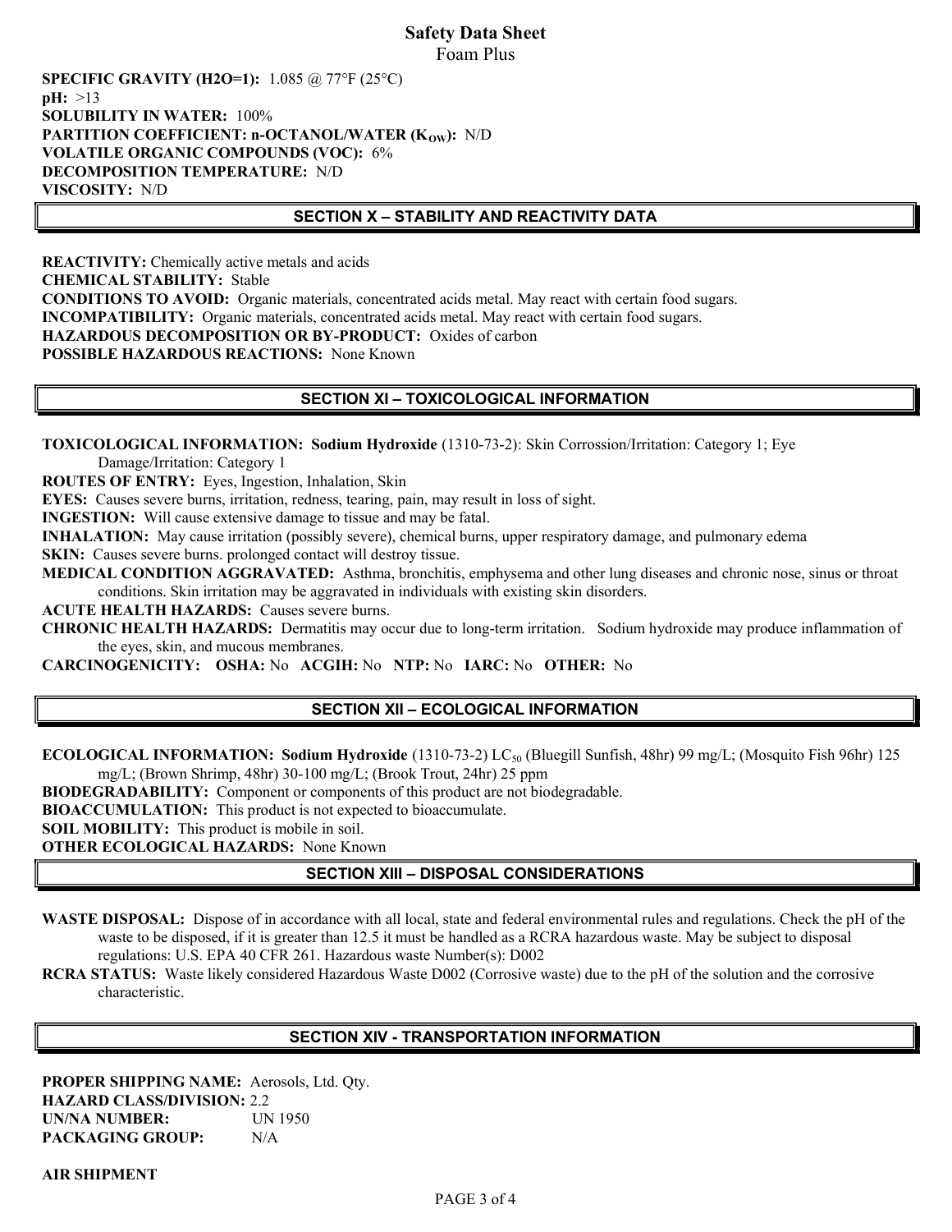**SPECIFIC GRAVITY (H2O=1):** 1.085 @ 77°F (25°C)
**pH:** >13
**SOLUBILITY IN WATER:** 100%
**PARTITION COEFFICIENT: n-OCTANOL/WATER ($K_{OW}$):** N/D
**VOLATILE ORGANIC COMPOUNDS (VOC):** 6%
**DECOMPOSITION TEMPERATURE:** N/D
**VISCOSITY:** N/D

## SECTION X – STABILITY AND REACTIVITY DATA

**REACTIVITY:** Chemically active metals and acids
**CHEMICAL STABILITY:** Stable
**CONDITIONS TO AVOID:** Organic materials, concentrated acids metal. May react with certain food sugars.
**INCOMPATIBILITY:** Organic materials, concentrated acids metal. May react with certain food sugars.
**HAZARDOUS DECOMPOSITION OR BY-PRODUCT:** Oxides of carbon
**POSSIBLE HAZARDOUS REACTIONS:** None Known

## SECTION XI – TOXICOLOGICAL INFORMATION

**TOXICOLOGICAL INFORMATION: Sodium Hydroxide** (1310-73-2): Skin Corrossion/Irritation: Category 1; Eye Damage/Irritation: Category 1
**ROUTES OF ENTRY:** Eyes, Ingestion, Inhalation, Skin
**EYES:** Causes severe burns, irritation, redness, tearing, pain, may result in loss of sight.
**INGESTION:** Will cause extensive damage to tissue and may be fatal.
**INHALATION:** May cause irritation (possibly severe), chemical burns, upper respiratory damage, and pulmonary edema
**SKIN:** Causes severe burns. prolonged contact will destroy tissue.
**MEDICAL CONDITION AGGRAVATED:** Asthma, bronchitis, emphysema and other lung diseases and chronic nose, sinus or throat conditions. Skin irritation may be aggravated in individuals with existing skin disorders.
**ACUTE HEALTH HAZARDS:** Causes severe burns.
**CHRONIC HEALTH HAZARDS:** Dermatitis may occur due to long-term irritation. Sodium hydroxide may produce inflammation of the eyes, skin, and mucous membranes.
**CARCINOGENICITY: OSHA:** No **ACGIH:** No **NTP:** No **IARC:** No **OTHER:** No

## SECTION XII – ECOLOGICAL INFORMATION

**ECOLOGICAL INFORMATION: Sodium Hydroxide** (1310-73-2) $LC_{50}$ (Bluegill Sunfish, 48hr) 99 mg/L; (Mosquito Fish 96hr) 125 mg/L; (Brown Shrimp, 48hr) 30-100 mg/L; (Brook Trout, 24hr) 25 ppm
**BIODEGRADABILITY:** Component or components of this product are not biodegradable.
**BIOACCUMULATION:** This product is not expected to bioaccumulate.
**SOIL MOBILITY:** This product is mobile in soil.
**OTHER ECOLOGICAL HAZARDS:** None Known

## SECTION XIII – DISPOSAL CONSIDERATIONS

**WASTE DISPOSAL:** Dispose of in accordance with all local, state and federal environmental rules and regulations. Check the pH of the waste to be disposed, if it is greater than 12.5 it must be handled as a RCRA hazardous waste. May be subject to disposal regulations: U.S. EPA 40 CFR 261. Hazardous waste Number(s): D002
**RCRA STATUS:** Waste likely considered Hazardous Waste D002 (Corrosive waste) due to the pH of the solution and the corrosive characteristic.

## SECTION XIV - TRANSPORTATION INFORMATION

**PROPER SHIPPING NAME:** Aerosols, Ltd. Qty.
**HAZARD CLASS/DIVISION:** 2.2
**UN/NA NUMBER:** UN 1950
**PACKAGING GROUP:** N/A

**AIR SHIPMENT**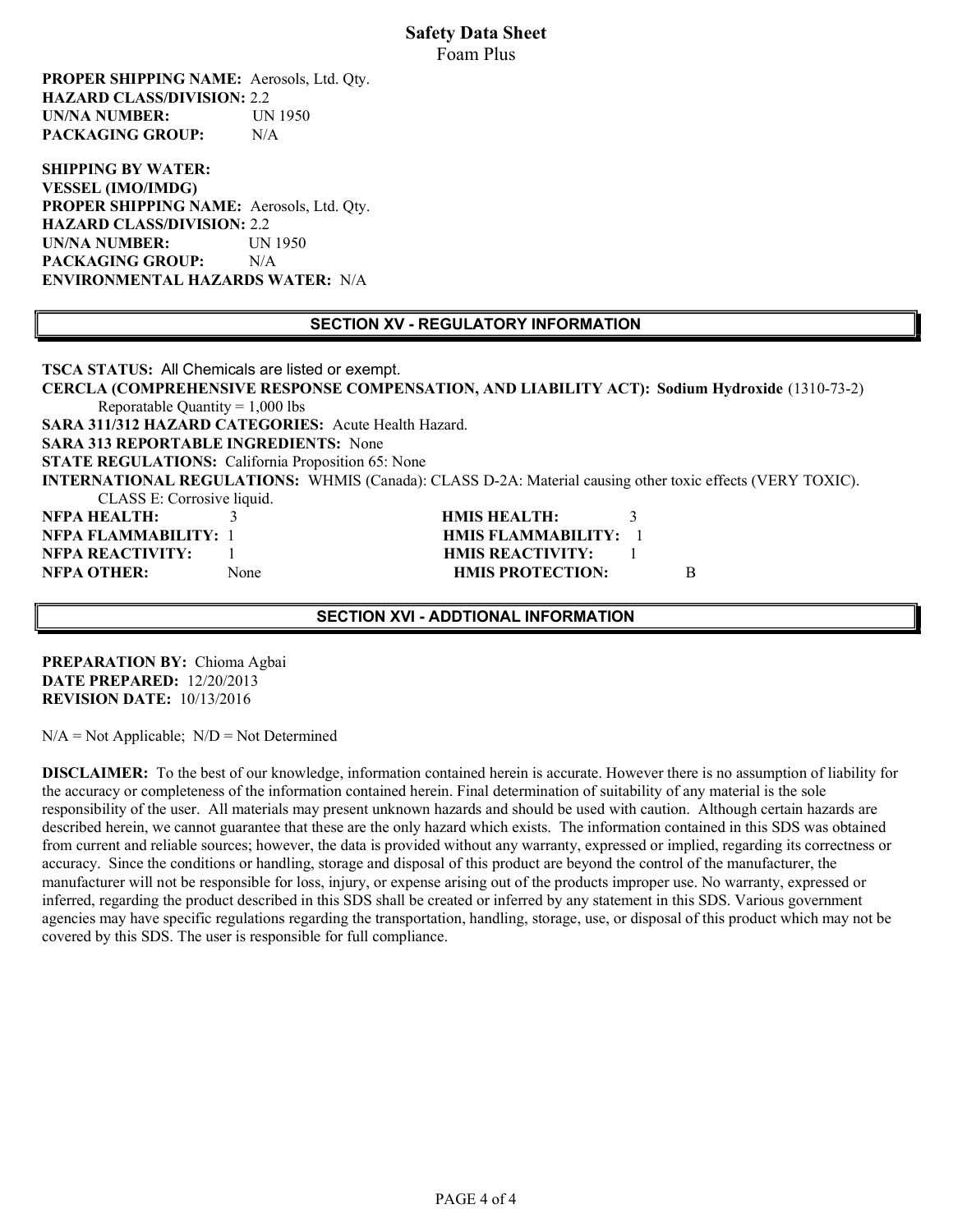**PROPER SHIPPING NAME:** Aerosols, Ltd. Qty.
**HAZARD CLASS/DIVISION:** 2.2
**UN/NA NUMBER:** UN 1950
**PACKAGING GROUP:** N/A

**SHIPPING BY WATER:**
**VESSEL (IMO/IMDG)**
**PROPER SHIPPING NAME:** Aerosols, Ltd. Qty.
**HAZARD CLASS/DIVISION:** 2.2
**UN/NA NUMBER:** UN 1950
**PACKAGING GROUP:** N/A
**ENVIRONMENTAL HAZARDS WATER:** N/A

## SECTION XV - REGULATORY INFORMATION

**TSCA STATUS:** All Chemicals are listed or exempt.
**CERCLA (COMPREHENSIVE RESPONSE COMPENSATION, AND LIABILITY ACT): Sodium Hydroxide** (1310-73-2)
Reporatable Quantity = 1,000 lbs
**SARA 311/312 HAZARD CATEGORIES:** Acute Health Hazard.
**SARA 313 REPORTABLE INGREDIENTS:** None
**STATE REGULATIONS:** California Proposition 65: None
**INTERNATIONAL REGULATIONS:** WHMIS (Canada): CLASS D-2A: Material causing other toxic effects (VERY TOXIC). CLASS E: Corrosive liquid.

| | | | |
|---|---|---|---|
| **NFPA HEALTH:** | 3 | **HMIS HEALTH:** | 3 |
| **NFPA FLAMMABILITY:** | 1 | **HMIS FLAMMABILITY:** | 1 |
| **NFPA REACTIVITY:** | 1 | **HMIS REACTIVITY:** | 1 |
| **NFPA OTHER:** | None | **HMIS PROTECTION:** | B |

## SECTION XVI - ADDTIONAL INFORMATION

**PREPARATION BY:** Chioma Agbai
**DATE PREPARED:** 12/20/2013
**REVISION DATE:** 10/13/2016

N/A = Not Applicable; N/D = Not Determined

**DISCLAIMER:** To the best of our knowledge, information contained herein is accurate. However there is no assumption of liability for the accuracy or completeness of the information contained herein. Final determination of suitability of any material is the sole responsibility of the user. All materials may present unknown hazards and should be used with caution. Although certain hazards are described herein, we cannot guarantee that these are the only hazard which exists. The information contained in this SDS was obtained from current and reliable sources; however, the data is provided without any warranty, expressed or implied, regarding its correctness or accuracy. Since the conditions or handling, storage and disposal of this product are beyond the control of the manufacturer, the manufacturer will not be responsible for loss, injury, or expense arising out of the products improper use. No warranty, expressed or inferred, regarding the product described in this SDS shall be created or inferred by any statement in this SDS. Various government agencies may have specific regulations regarding the transportation, handling, storage, use, or disposal of this product which may not be covered by this SDS. The user is responsible for full compliance.